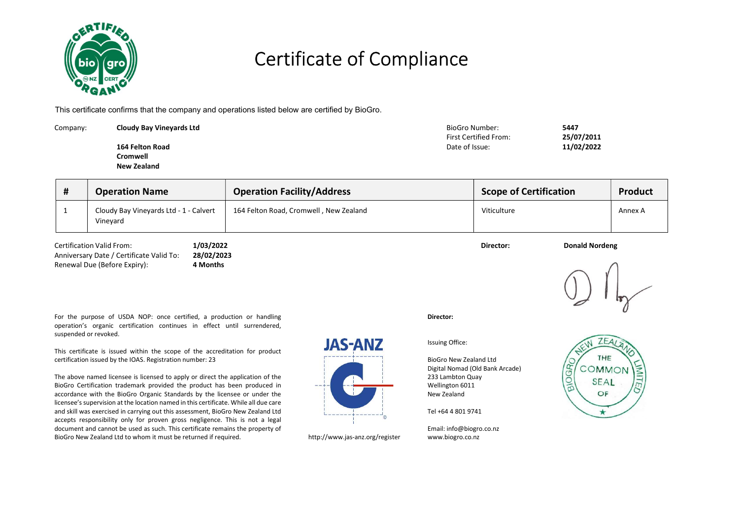# Certificate of Compliance

This certificate confirms that the company and operations listed below are certified by BioGro.

Company: **Cloudy Bay Vineyards Ltd**

**164 Felton Road**
**Cromwell**
**New Zealand**

BioGro Number: **5447**
First Certified From: **25/07/2011**
Date of Issue: **11/02/2022**

| # | Operation Name | Operation Facility/Address | Scope of Certification | Product |
|---|---|---|---|---|
| 1 | Cloudy Bay Vineyards Ltd - 1 - Calvert Vineyard | 164 Felton Road, Cromwell , New Zealand | Viticulture | Annex A |

Certification Valid From: **1/03/2022**
Anniversary Date / Certificate Valid To: **28/02/2023**
Renewal Due (Before Expiry): **4 Months**

**Director:** **Donald Nordeng**

For the purpose of USDA NOP: once certified, a production or handling operation's organic certification continues in effect until surrendered, suspended or revoked.

This certificate is issued within the scope of the accreditation for product certification issued by the IOAS. Registration number: 23

The above named licensee is licensed to apply or direct the application of the BioGro Certification trademark provided the product has been produced in accordance with the BioGro Organic Standards by the licensee or under the licensee's supervision at the location named in this certificate. While all due care and skill was exercised in carrying out this assessment, BioGro New Zealand Ltd accepts responsibility only for proven gross negligence. This is not a legal document and cannot be used as such. This certificate remains the property of BioGro New Zealand Ltd to whom it must be returned if required.

JAS-ANZ

http://www.jas-anz.org/register

**Director:**

Issuing Office:

BioGro New Zealand Ltd
Digital Nomad (Old Bank Arcade)
233 Lambton Quay
Wellington 6011
New Zealand

Tel +64 4 801 9741

Email: info@biogro.co.nz
www.biogro.co.nz

BIOGRO NEW ZEALAND LIMITED THE COMMON SEAL OF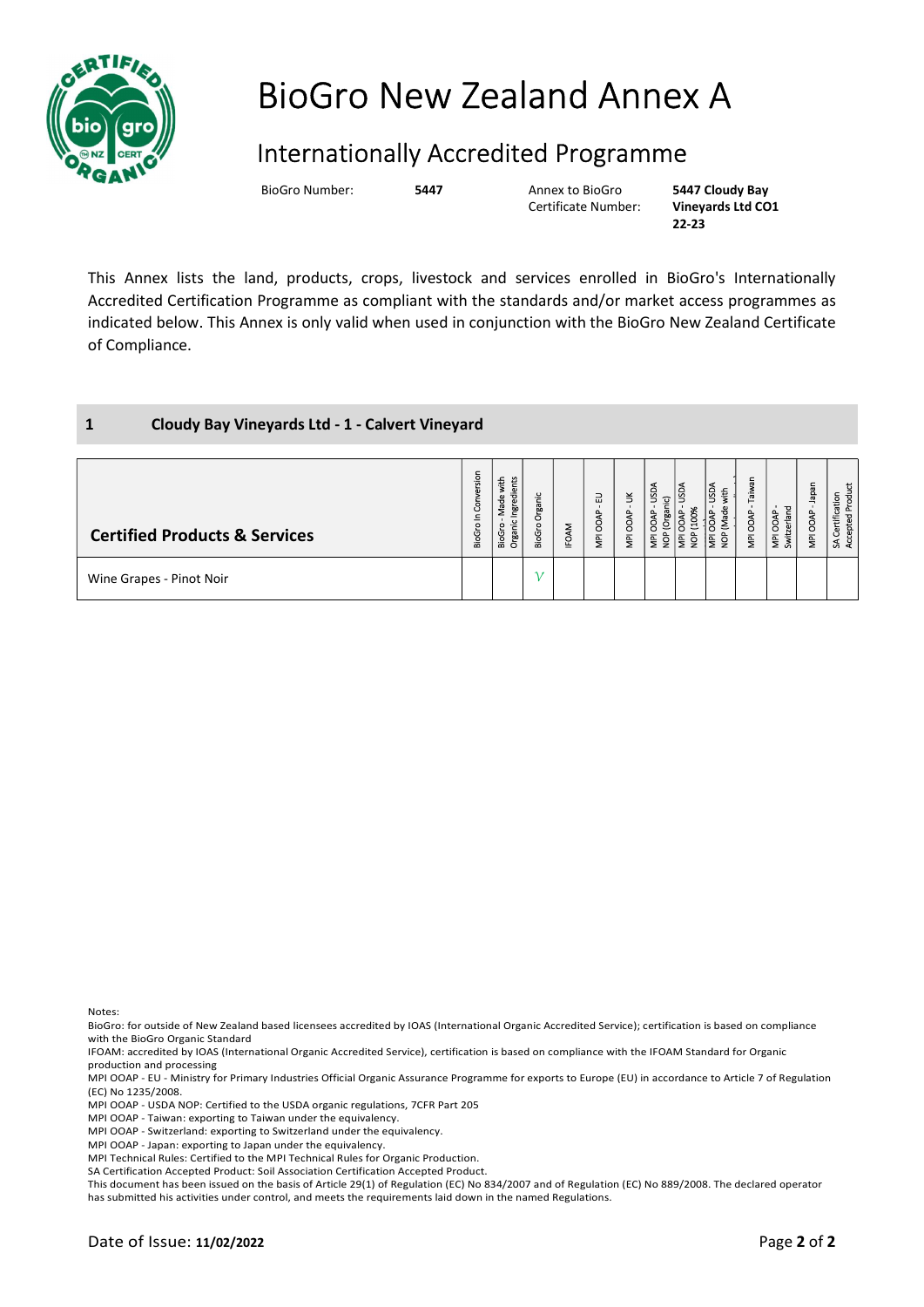# BioGro New Zealand Annex A

## Internationally Accredited Programme

BioGro Number: **5447**

Annex to BioGro Certificate Number: **5447 Cloudy Bay Vineyards Ltd CO1 22-23**

This Annex lists the land, products, crops, livestock and services enrolled in BioGro's Internationally Accredited Certification Programme as compliant with the standards and/or market access programmes as indicated below. This Annex is only valid when used in conjunction with the BioGro New Zealand Certificate of Compliance.

### 1 Cloudy Bay Vineyards Ltd - 1 - Calvert Vineyard

| Certified Products & Services | BioGro In Conversion | BioGro - Made with Organic Ingredients | BioGro Organic | IFOAM | MPI OOAP - EU | MPI OOAP - UK | MPI OOAP - USDA NOP (Organic) | MPI OOAP - USDA NOP (100% | MPI OOAP - USDA NOP (Made with | MPI OOAP - Taiwan | MPI OOAP - Switzerland | MPI OOAP - Japan | SA Certification Accepted Product |
|---|---|---|---|---|---|---|---|---|---|---|---|---|---|
| Wine Grapes - Pinot Noir | | | √ | | | | | | | | | | |

Notes:

BioGro: for outside of New Zealand based licensees accredited by IOAS (International Organic Accredited Service); certification is based on compliance with the BioGro Organic Standard

IFOAM: accredited by IOAS (International Organic Accredited Service), certification is based on compliance with the IFOAM Standard for Organic production and processing

MPI OOAP - EU - Ministry for Primary Industries Official Organic Assurance Programme for exports to Europe (EU) in accordance to Article 7 of Regulation (EC) No 1235/2008.

MPI OOAP - USDA NOP: Certified to the USDA organic regulations, 7CFR Part 205

MPI OOAP - Taiwan: exporting to Taiwan under the equivalency.

MPI OOAP - Switzerland: exporting to Switzerland under the equivalency.

MPI OOAP - Japan: exporting to Japan under the equivalency.

MPI Technical Rules: Certified to the MPI Technical Rules for Organic Production.

SA Certification Accepted Product: Soil Association Certification Accepted Product.

This document has been issued on the basis of Article 29(1) of Regulation (EC) No 834/2007 and of Regulation (EC) No 889/2008. The declared operator has submitted his activities under control, and meets the requirements laid down in the named Regulations.

Date of Issue: **11/02/2022**